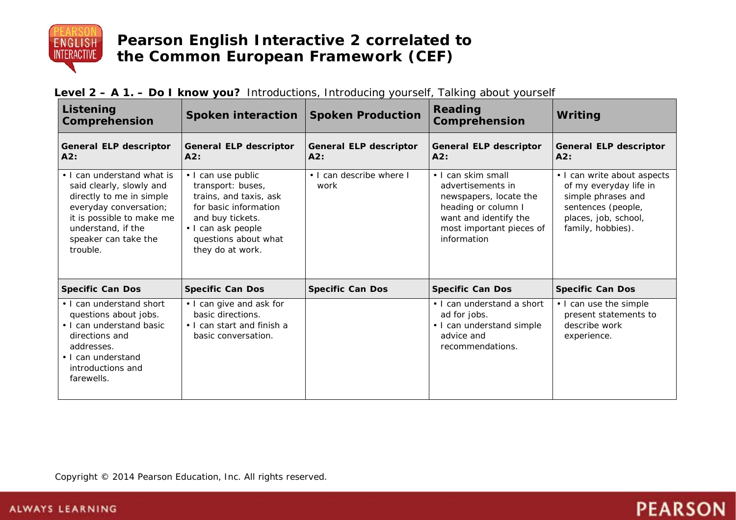# Pearson English Interactive 2 correlated to the Common European Framework (CEF)

**Level 2 – A 1. – Do I know you?** Introductions, Introducing yourself, Talking about yourself

| Listening Comprehension | Spoken interaction | Spoken Production | Reading Comprehension | Writing |
|---|---|---|---|---|
| **General ELP descriptor A2:** | **General ELP descriptor A2:** | **General ELP descriptor A2:** | **General ELP descriptor A2:** | **General ELP descriptor A2:** |
| • I can understand what is said clearly, slowly and directly to me in simple everyday conversation; it is possible to make me understand, if the speaker can take the trouble. | • I can use public transport: buses, trains, and taxis, ask for basic information and buy tickets.<br>• I can ask people questions about what they do at work. | • I can describe where I work | • I can skim small advertisements in newspapers, locate the heading or column I want and identify the most important pieces of information | • I can write about aspects of my everyday life in simple phrases and sentences (people, places, job, school, family, hobbies). |
| **Specific Can Dos** | **Specific Can Dos** | **Specific Can Dos** | **Specific Can Dos** | **Specific Can Dos** |
| • I can understand short questions about jobs.<br>• I can understand basic directions and addresses.<br>• I can understand introductions and farewells. | • I can give and ask for basic directions.<br>• I can start and finish a basic conversation. | | • I can understand a short ad for jobs.<br>• I can understand simple advice and recommendations. | • I can use the simple present statements to describe work experience. |

Copyright © 2014 Pearson Education, Inc. All rights reserved.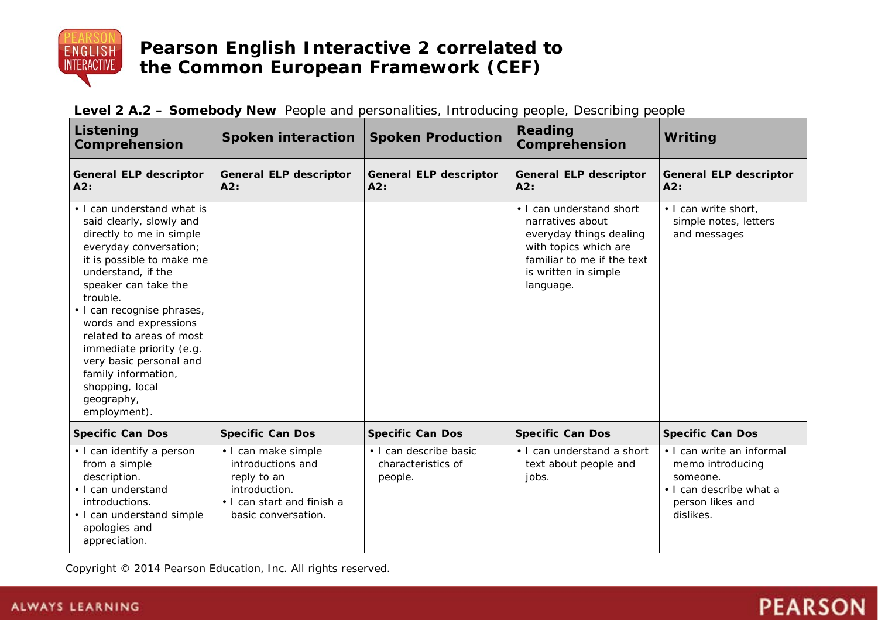# Pearson English Interactive 2 correlated to the Common European Framework (CEF)

**Level 2 A.2 – Somebody New** People and personalities, Introducing people, Describing people

| Listening Comprehension | Spoken interaction | Spoken Production | Reading Comprehension | Writing |
|---|---|---|---|---|
| **General ELP descriptor A2:** | **General ELP descriptor A2:** | **General ELP descriptor A2:** | **General ELP descriptor A2:** | **General ELP descriptor A2:** |
| • I can understand what is said clearly, slowly and directly to me in simple everyday conversation; it is possible to make me understand, if the speaker can take the trouble.<br>• I can recognise phrases, words and expressions related to areas of most immediate priority (e.g. very basic personal and family information, shopping, local geography, employment). | | | • I can understand short narratives about everyday things dealing with topics which are familiar to me if the text is written in simple language. | • I can write short, simple notes, letters and messages |
| **Specific Can Dos** | **Specific Can Dos** | **Specific Can Dos** | **Specific Can Dos** | **Specific Can Dos** |
| • I can identify a person from a simple description.<br>• I can understand introductions.<br>• I can understand simple apologies and appreciation. | • I can make simple introductions and reply to an introduction.<br>• I can start and finish a basic conversation. | • I can describe basic characteristics of people. | • I can understand a short text about people and jobs. | • I can write an informal memo introducing someone.<br>• I can describe what a person likes and dislikes. |

Copyright © 2014 Pearson Education, Inc. All rights reserved.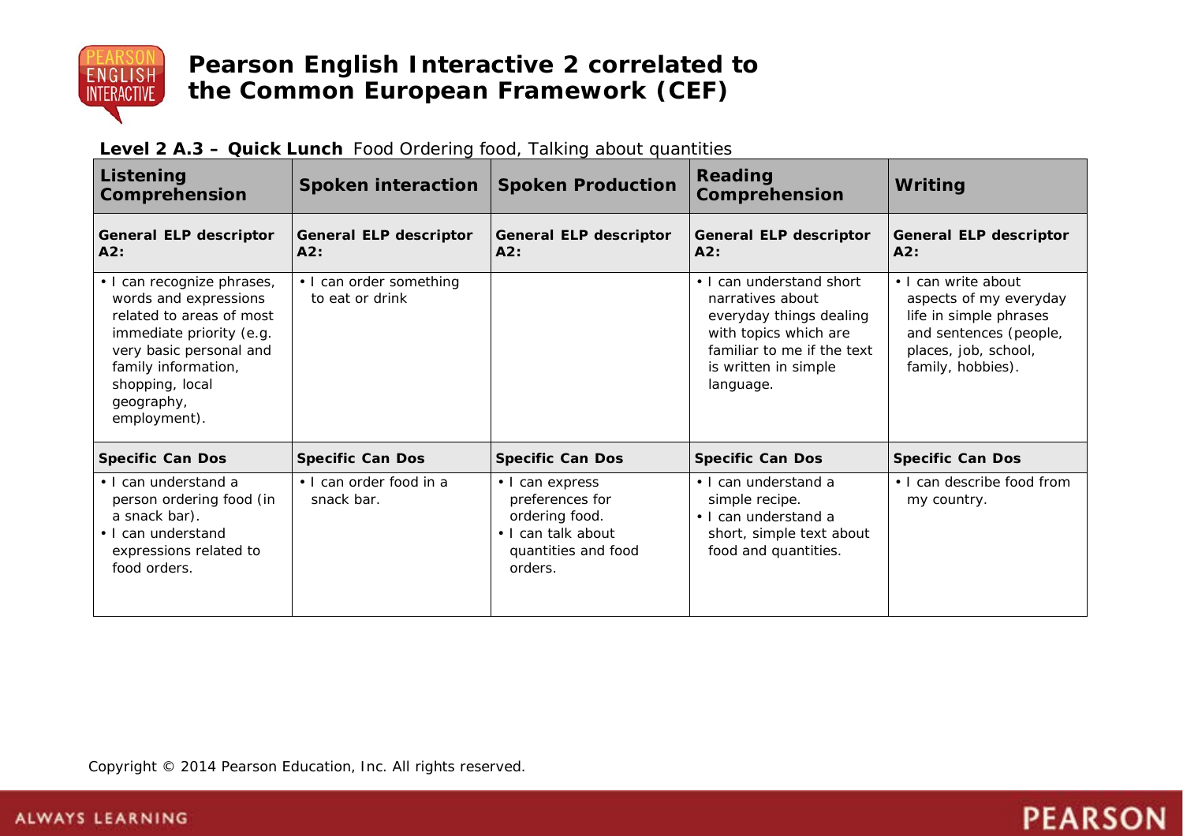# Pearson English Interactive 2 correlated to the Common European Framework (CEF)

**Level 2 A.3 – Quick Lunch** Food Ordering food, Talking about quantities

| Listening Comprehension | Spoken interaction | Spoken Production | Reading Comprehension | Writing |
|---|---|---|---|---|
| **General ELP descriptor A2:** | **General ELP descriptor A2:** | **General ELP descriptor A2:** | **General ELP descriptor A2:** | **General ELP descriptor A2:** |
| • I can recognize phrases, words and expressions related to areas of most immediate priority (e.g. very basic personal and family information, shopping, local geography, employment). | • I can order something to eat or drink | | • I can understand short narratives about everyday things dealing with topics which are familiar to me if the text is written in simple language. | • I can write about aspects of my everyday life in simple phrases and sentences (people, places, job, school, family, hobbies). |
| **Specific Can Dos** | **Specific Can Dos** | **Specific Can Dos** | **Specific Can Dos** | **Specific Can Dos** |
| • I can understand a person ordering food (in a snack bar).<br>• I can understand expressions related to food orders. | • I can order food in a snack bar. | • I can express preferences for ordering food.<br>• I can talk about quantities and food orders. | • I can understand a simple recipe.<br>• I can understand a short, simple text about food and quantities. | • I can describe food from my country. |

Copyright © 2014 Pearson Education, Inc. All rights reserved.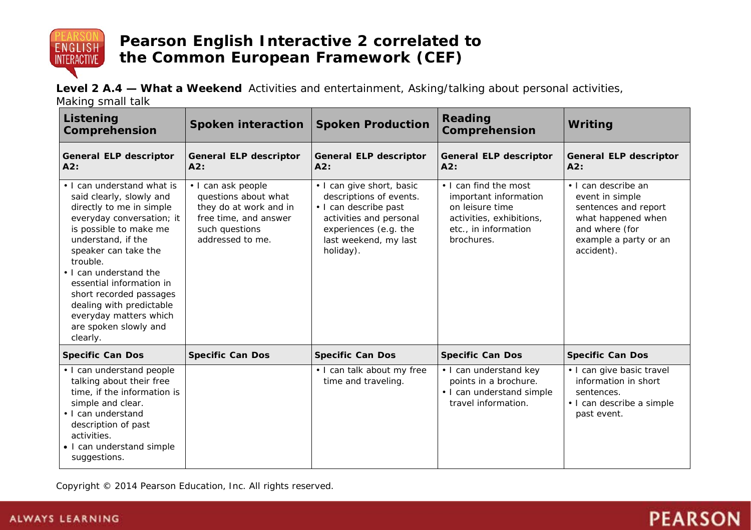# Pearson English Interactive 2 correlated to the Common European Framework (CEF)

**Level 2 A.4 — What a Weekend** Activities and entertainment, Asking/talking about personal activities, Making small talk

| Listening Comprehension | Spoken interaction | Spoken Production | Reading Comprehension | Writing |
|---|---|---|---|---|
| **General ELP descriptor A2:** | **General ELP descriptor A2:** | **General ELP descriptor A2:** | **General ELP descriptor A2:** | **General ELP descriptor A2:** |
| • I can understand what is said clearly, slowly and directly to me in simple everyday conversation; it is possible to make me understand, if the speaker can take the trouble.<br>• I can understand the essential information in short recorded passages dealing with predictable everyday matters which are spoken slowly and clearly. | • I can ask people questions about what they do at work and in free time, and answer such questions addressed to me. | • I can give short, basic descriptions of events.<br>• I can describe past activities and personal experiences (e.g. the last weekend, my last holiday). | • I can find the most important information on leisure time activities, exhibitions, etc., in information brochures. | • I can describe an event in simple sentences and report what happened when and where (for example a party or an accident). |
| **Specific Can Dos** | **Specific Can Dos** | **Specific Can Dos** | **Specific Can Dos** | **Specific Can Dos** |
| • I can understand people talking about their free time, if the information is simple and clear.<br>• I can understand description of past activities.<br>• I can understand simple suggestions. | | • I can talk about my free time and traveling. | • I can understand key points in a brochure.<br>• I can understand simple travel information. | • I can give basic travel information in short sentences.<br>• I can describe a simple past event. |

Copyright © 2014 Pearson Education, Inc. All rights reserved.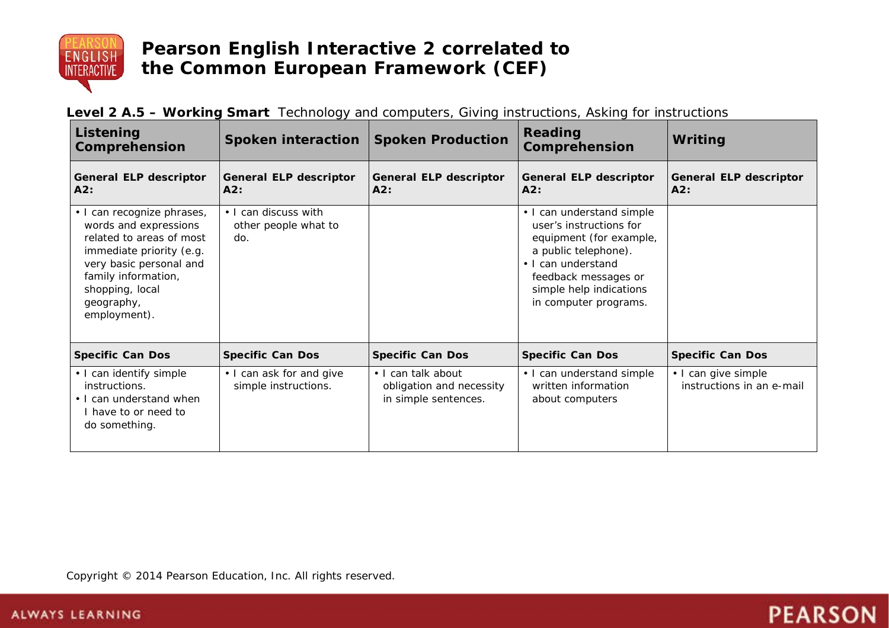# Pearson English Interactive 2 correlated to the Common European Framework (CEF)

**Level 2 A.5 – Working Smart** Technology and computers, Giving instructions, Asking for instructions

| Listening Comprehension | Spoken interaction | Spoken Production | Reading Comprehension | Writing |
|---|---|---|---|---|
| **General ELP descriptor A2:** | **General ELP descriptor A2:** | **General ELP descriptor A2:** | **General ELP descriptor A2:** | **General ELP descriptor A2:** |
| • I can recognize phrases, words and expressions related to areas of most immediate priority (e.g. very basic personal and family information, shopping, local geography, employment). | • I can discuss with other people what to do. | | • I can understand simple user's instructions for equipment (for example, a public telephone).<br>• I can understand feedback messages or simple help indications in computer programs. | |
| **Specific Can Dos** | **Specific Can Dos** | **Specific Can Dos** | **Specific Can Dos** | **Specific Can Dos** |
| • I can identify simple instructions.<br>• I can understand when I have to or need to do something. | • I can ask for and give simple instructions. | • I can talk about obligation and necessity in simple sentences. | • I can understand simple written information about computers | • I can give simple instructions in an e-mail |

Copyright © 2014 Pearson Education, Inc. All rights reserved.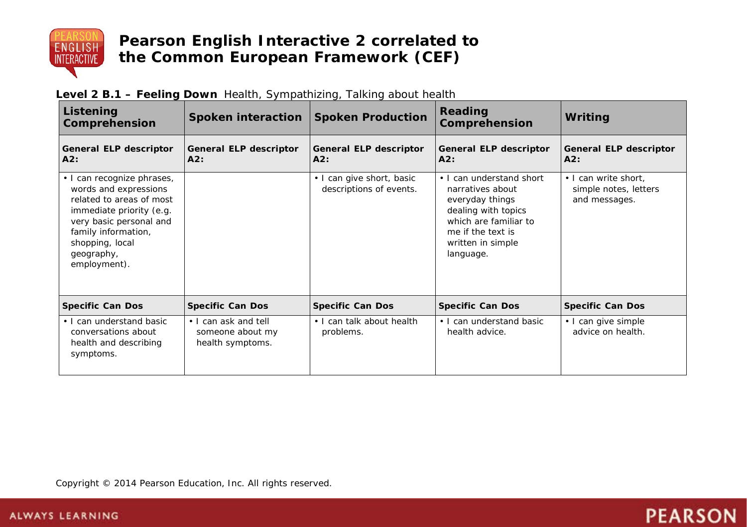# Pearson English Interactive 2 correlated to the Common European Framework (CEF)

**Level 2 B.1 – Feeling Down** Health, Sympathizing, Talking about health

| Listening Comprehension | Spoken interaction | Spoken Production | Reading Comprehension | Writing |
|---|---|---|---|---|
| **General ELP descriptor A2:** | **General ELP descriptor A2:** | **General ELP descriptor A2:** | **General ELP descriptor A2:** | **General ELP descriptor A2:** |
| • I can recognize phrases, words and expressions related to areas of most immediate priority (e.g. very basic personal and family information, shopping, local geography, employment). | | • I can give short, basic descriptions of events. | • I can understand short narratives about everyday things dealing with topics which are familiar to me if the text is written in simple language. | • I can write short, simple notes, letters and messages. |
| **Specific Can Dos** | **Specific Can Dos** | **Specific Can Dos** | **Specific Can Dos** | **Specific Can Dos** |
| • I can understand basic conversations about health and describing symptoms. | • I can ask and tell someone about my health symptoms. | • I can talk about health problems. | • I can understand basic health advice. | • I can give simple advice on health. |

Copyright © 2014 Pearson Education, Inc. All rights reserved.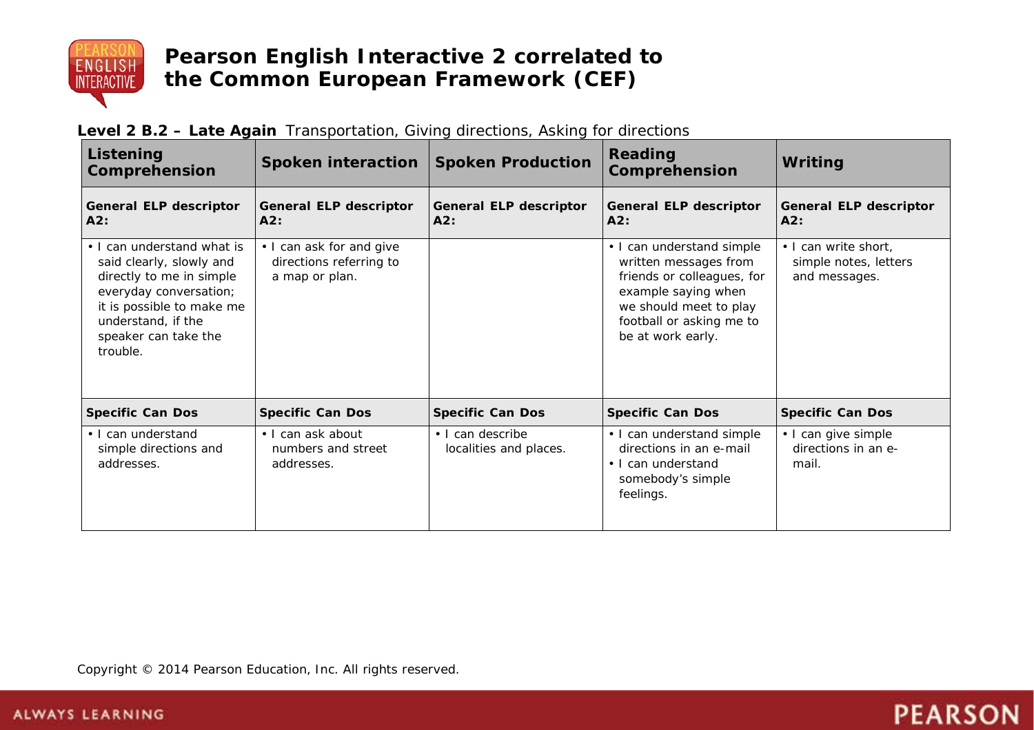# Pearson English Interactive 2 correlated to the Common European Framework (CEF)

**Level 2 B.2 – Late Again** Transportation, Giving directions, Asking for directions

| Listening Comprehension | Spoken interaction | Spoken Production | Reading Comprehension | Writing |
|---|---|---|---|---|
| **General ELP descriptor A2:** | **General ELP descriptor A2:** | **General ELP descriptor A2:** | **General ELP descriptor A2:** | **General ELP descriptor A2:** |
| • I can understand what is said clearly, slowly and directly to me in simple everyday conversation; it is possible to make me understand, if the speaker can take the trouble. | • I can ask for and give directions referring to a map or plan. | | • I can understand simple written messages from friends or colleagues, for example saying when we should meet to play football or asking me to be at work early. | • I can write short, simple notes, letters and messages. |
| **Specific Can Dos** | **Specific Can Dos** | **Specific Can Dos** | **Specific Can Dos** | **Specific Can Dos** |
| • I can understand simple directions and addresses. | • I can ask about numbers and street addresses. | • I can describe localities and places. | • I can understand simple directions in an e-mail<br>• I can understand somebody's simple feelings. | • I can give simple directions in an e-mail. |

Copyright © 2014 Pearson Education, Inc. All rights reserved.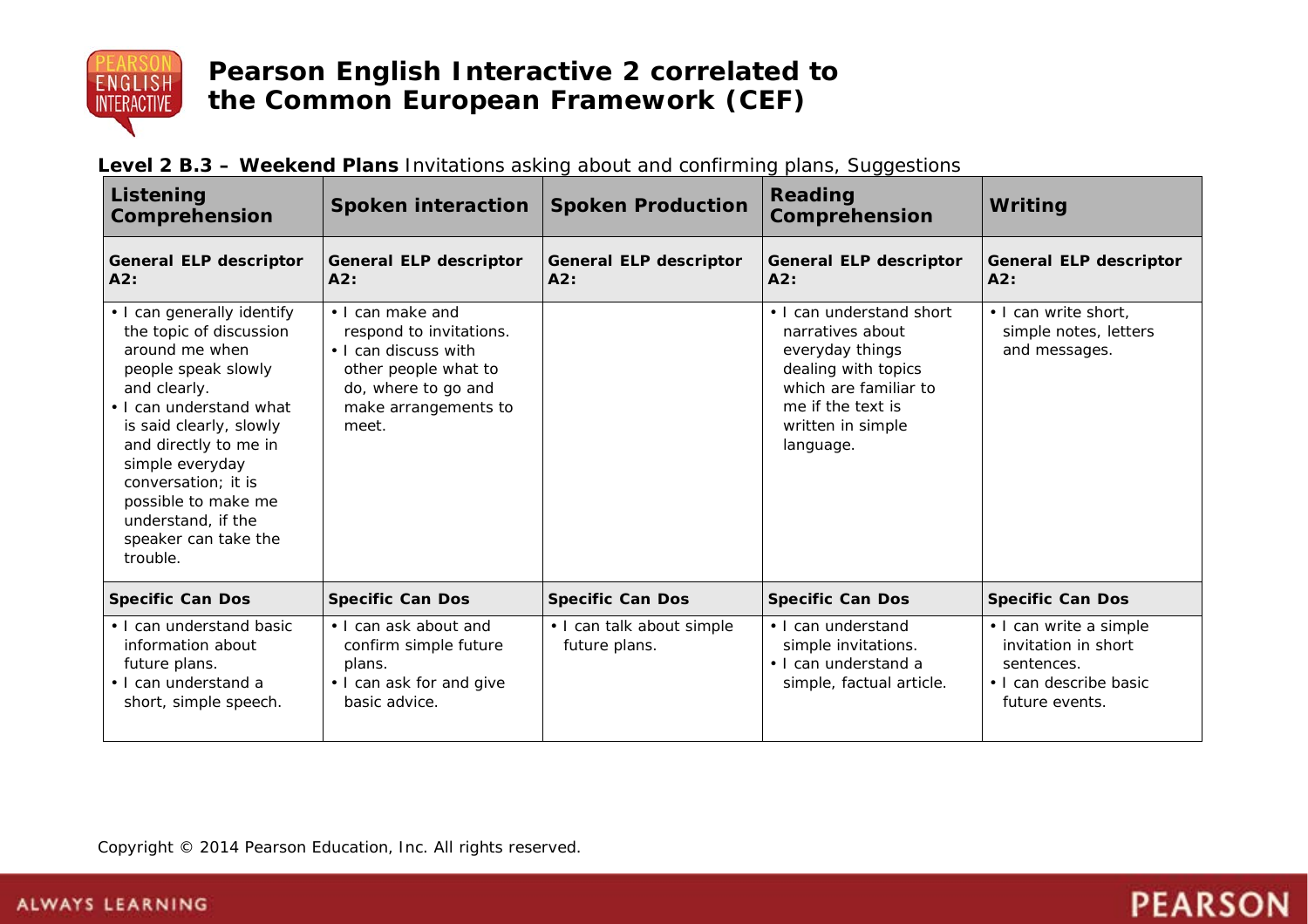# Pearson English Interactive 2 correlated to the Common European Framework (CEF)

**Level 2 B.3 – Weekend Plans** Invitations asking about and confirming plans, Suggestions

| Listening Comprehension | Spoken interaction | Spoken Production | Reading Comprehension | Writing |
|---|---|---|---|---|
| **General ELP descriptor A2:** | **General ELP descriptor A2:** | **General ELP descriptor A2:** | **General ELP descriptor A2:** | **General ELP descriptor A2:** |
| • I can generally identify the topic of discussion around me when people speak slowly and clearly.<br>• I can understand what is said clearly, slowly and directly to me in simple everyday conversation; it is possible to make me understand, if the speaker can take the trouble. | • I can make and respond to invitations.<br>• I can discuss with other people what to do, where to go and make arrangements to meet. | | • I can understand short narratives about everyday things dealing with topics which are familiar to me if the text is written in simple language. | • I can write short, simple notes, letters and messages. |
| **Specific Can Dos** | **Specific Can Dos** | **Specific Can Dos** | **Specific Can Dos** | **Specific Can Dos** |
| • I can understand basic information about future plans.<br>• I can understand a short, simple speech. | • I can ask about and confirm simple future plans.<br>• I can ask for and give basic advice. | • I can talk about simple future plans. | • I can understand simple invitations.<br>• I can understand a simple, factual article. | • I can write a simple invitation in short sentences.<br>• I can describe basic future events. |

Copyright © 2014 Pearson Education, Inc. All rights reserved.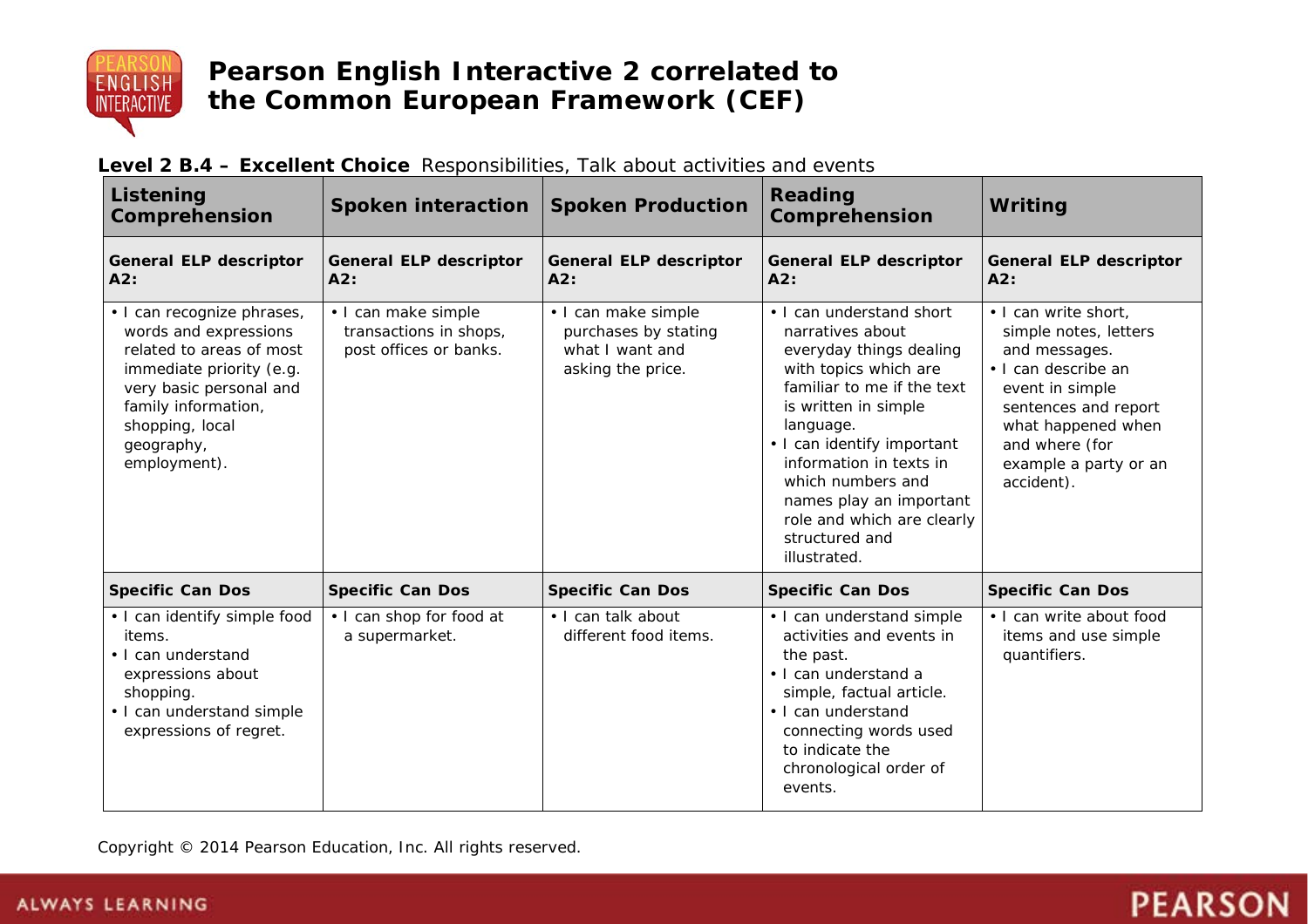# Pearson English Interactive 2 correlated to the Common European Framework (CEF)

**Level 2 B.4 – Excellent Choice** Responsibilities, Talk about activities and events

| Listening Comprehension | Spoken interaction | Spoken Production | Reading Comprehension | Writing |
|---|---|---|---|---|
| **General ELP descriptor A2:** | **General ELP descriptor A2:** | **General ELP descriptor A2:** | **General ELP descriptor A2:** | **General ELP descriptor A2:** |
| • I can recognize phrases, words and expressions related to areas of most immediate priority (e.g. very basic personal and family information, shopping, local geography, employment). | • I can make simple transactions in shops, post offices or banks. | • I can make simple purchases by stating what I want and asking the price. | • I can understand short narratives about everyday things dealing with topics which are familiar to me if the text is written in simple language.<br>• I can identify important information in texts in which numbers and names play an important role and which are clearly structured and illustrated. | • I can write short, simple notes, letters and messages.<br>• I can describe an event in simple sentences and report what happened when and where (for example a party or an accident). |
| **Specific Can Dos** | **Specific Can Dos** | **Specific Can Dos** | **Specific Can Dos** | **Specific Can Dos** |
| • I can identify simple food items.<br>• I can understand expressions about shopping.<br>• I can understand simple expressions of regret. | • I can shop for food at a supermarket. | • I can talk about different food items. | • I can understand simple activities and events in the past.<br>• I can understand a simple, factual article.<br>• I can understand connecting words used to indicate the chronological order of events. | • I can write about food items and use simple quantifiers. |

Copyright © 2014 Pearson Education, Inc. All rights reserved.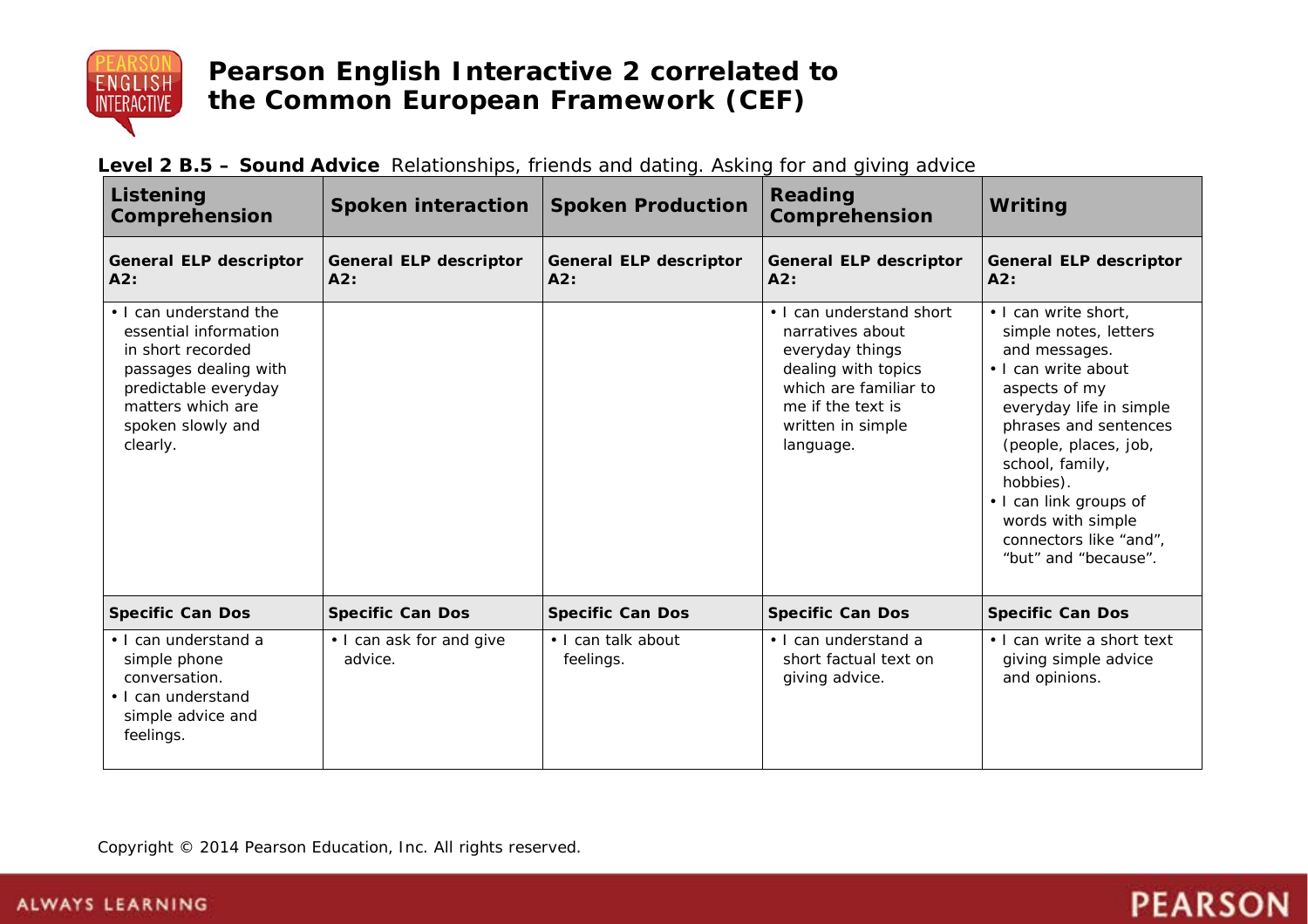# Pearson English Interactive 2 correlated to the Common European Framework (CEF)

**Level 2 B.5 – Sound Advice** Relationships, friends and dating. Asking for and giving advice

| Listening Comprehension | Spoken interaction | Spoken Production | Reading Comprehension | Writing |
|---|---|---|---|---|
| **General ELP descriptor A2:** | **General ELP descriptor A2:** | **General ELP descriptor A2:** | **General ELP descriptor A2:** | **General ELP descriptor A2:** |
| • I can understand the essential information in short recorded passages dealing with predictable everyday matters which are spoken slowly and clearly. | | | • I can understand short narratives about everyday things dealing with topics which are familiar to me if the text is written in simple language. | • I can write short, simple notes, letters and messages.<br>• I can write about aspects of my everyday life in simple phrases and sentences (people, places, job, school, family, hobbies).<br>• I can link groups of words with simple connectors like "and", "but" and "because". |
| **Specific Can Dos** | **Specific Can Dos** | **Specific Can Dos** | **Specific Can Dos** | **Specific Can Dos** |
| • I can understand a simple phone conversation.<br>• I can understand simple advice and feelings. | • I can ask for and give advice. | • I can talk about feelings. | • I can understand a short factual text on giving advice. | • I can write a short text giving simple advice and opinions. |

Copyright © 2014 Pearson Education, Inc. All rights reserved.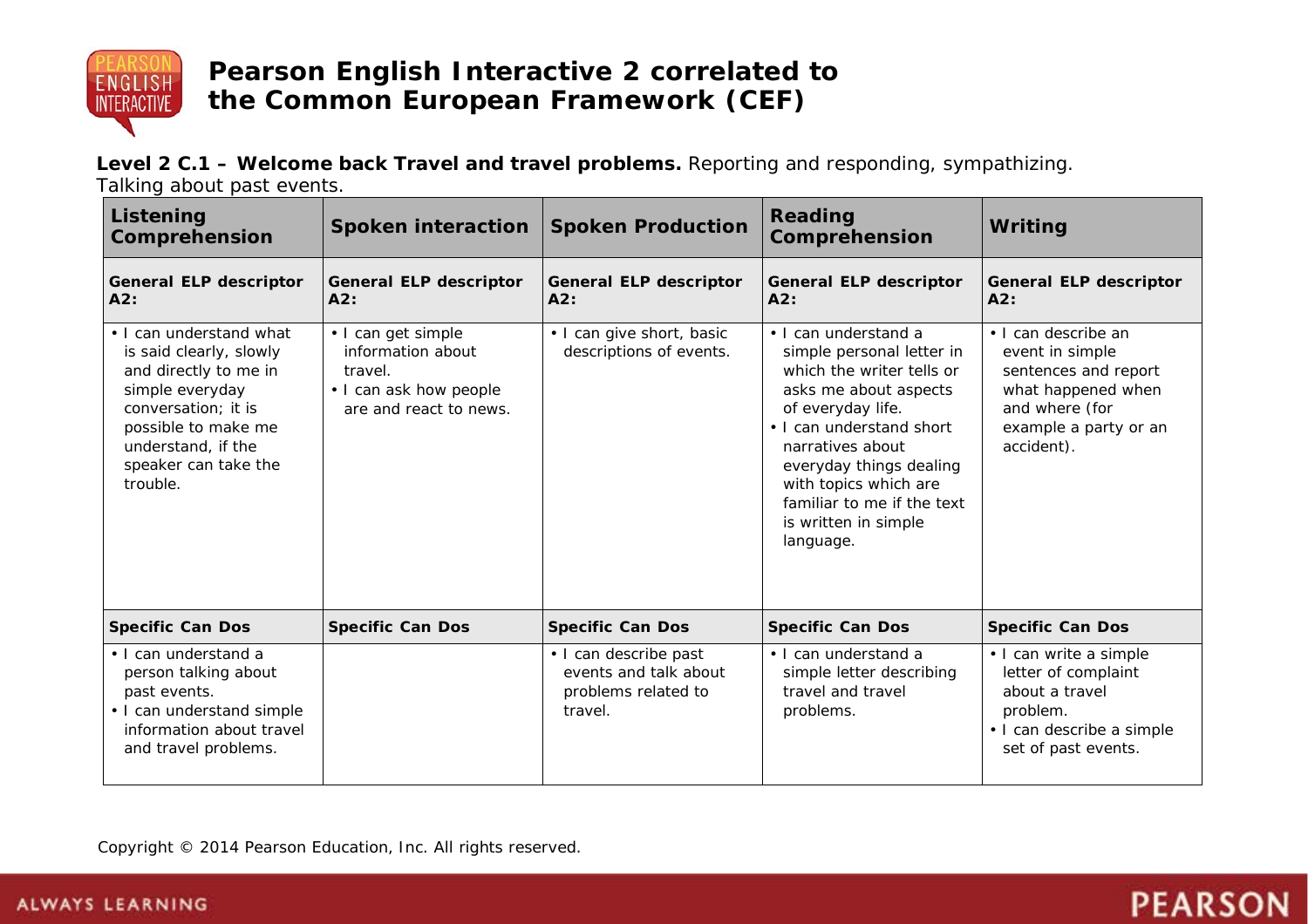# Pearson English Interactive 2 correlated to the Common European Framework (CEF)

**Level 2 C.1 – Welcome back Travel and travel problems.** Reporting and responding, sympathizing. Talking about past events.

| Listening Comprehension | Spoken interaction | Spoken Production | Reading Comprehension | Writing |
|---|---|---|---|---|
| **General ELP descriptor A2:** | **General ELP descriptor A2:** | **General ELP descriptor A2:** | **General ELP descriptor A2:** | **General ELP descriptor A2:** |
| • I can understand what is said clearly, slowly and directly to me in simple everyday conversation; it is possible to make me understand, if the speaker can take the trouble. | • I can get simple information about travel.<br>• I can ask how people are and react to news. | • I can give short, basic descriptions of events. | • I can understand a simple personal letter in which the writer tells or asks me about aspects of everyday life.<br>• I can understand short narratives about everyday things dealing with topics which are familiar to me if the text is written in simple language. | • I can describe an event in simple sentences and report what happened when and where (for example a party or an accident). |
| **Specific Can Dos** | **Specific Can Dos** | **Specific Can Dos** | **Specific Can Dos** | **Specific Can Dos** |
| • I can understand a person talking about past events.<br>• I can understand simple information about travel and travel problems. | | • I can describe past events and talk about problems related to travel. | • I can understand a simple letter describing travel and travel problems. | • I can write a simple letter of complaint about a travel problem.<br>• I can describe a simple set of past events. |

Copyright © 2014 Pearson Education, Inc. All rights reserved.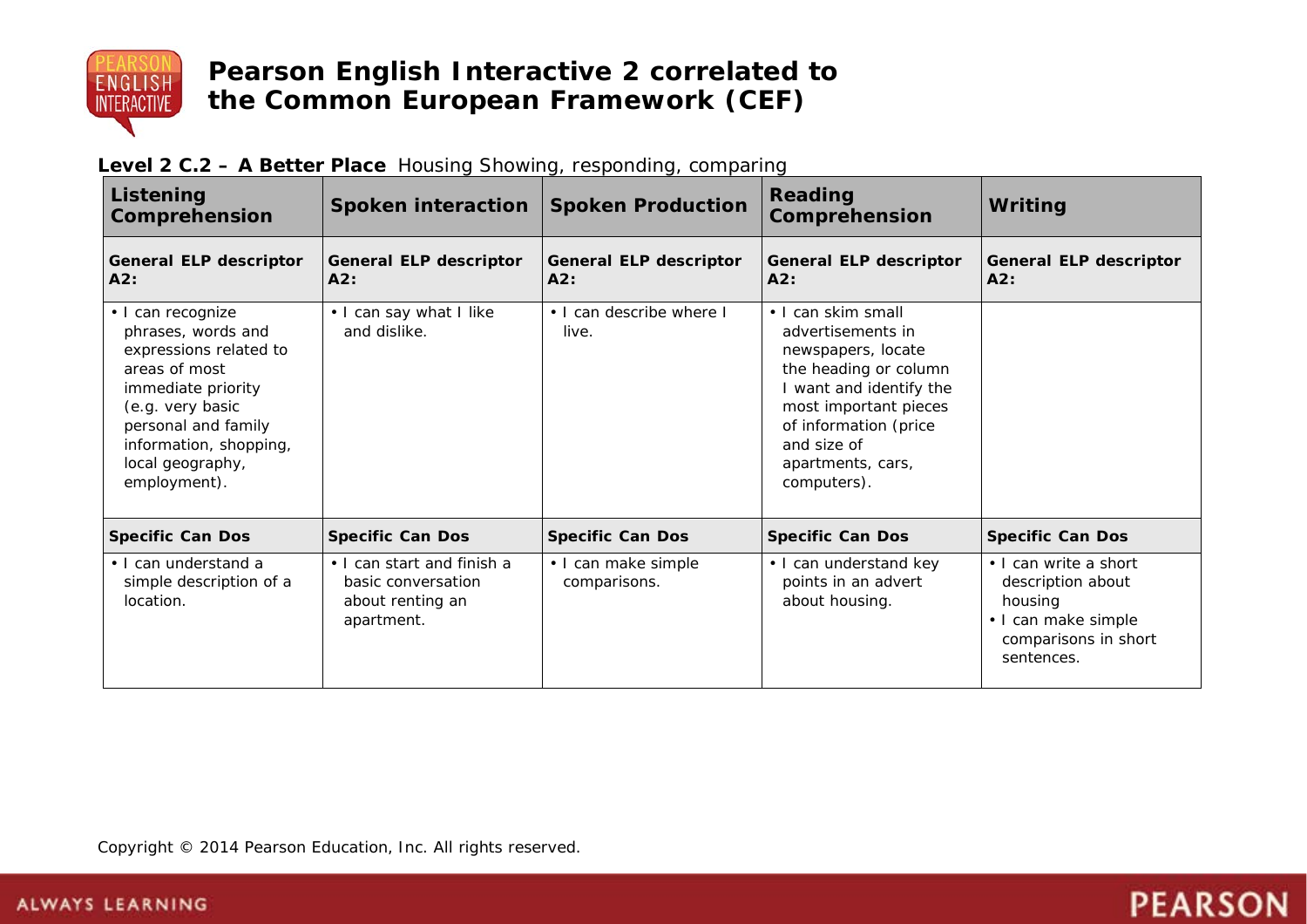# Pearson English Interactive 2 correlated to the Common European Framework (CEF)

**Level 2 C.2 – A Better Place** Housing Showing, responding, comparing

| Listening Comprehension | Spoken interaction | Spoken Production | Reading Comprehension | Writing |
|---|---|---|---|---|
| **General ELP descriptor A2:** | **General ELP descriptor A2:** | **General ELP descriptor A2:** | **General ELP descriptor A2:** | **General ELP descriptor A2:** |
| • I can recognize phrases, words and expressions related to areas of most immediate priority (e.g. very basic personal and family information, shopping, local geography, employment). | • I can say what I like and dislike. | • I can describe where I live. | • I can skim small advertisements in newspapers, locate the heading or column I want and identify the most important pieces of information (price and size of apartments, cars, computers). | |
| **Specific Can Dos** | **Specific Can Dos** | **Specific Can Dos** | **Specific Can Dos** | **Specific Can Dos** |
| • I can understand a simple description of a location. | • I can start and finish a basic conversation about renting an apartment. | • I can make simple comparisons. | • I can understand key points in an advert about housing. | • I can write a short description about housing<br>• I can make simple comparisons in short sentences. |

Copyright © 2014 Pearson Education, Inc. All rights reserved.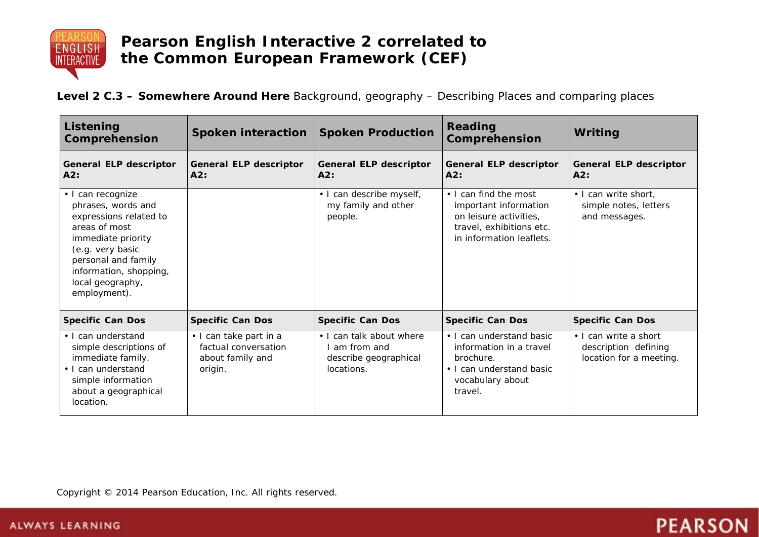# Pearson English Interactive 2 correlated to the Common European Framework (CEF)

**Level 2 C.3 – Somewhere Around Here** Background, geography – Describing Places and comparing places

| Listening Comprehension | Spoken interaction | Spoken Production | Reading Comprehension | Writing |
|---|---|---|---|---|
| **General ELP descriptor A2:** | **General ELP descriptor A2:** | **General ELP descriptor A2:** | **General ELP descriptor A2:** | **General ELP descriptor A2:** |
| • I can recognize phrases, words and expressions related to areas of most immediate priority (e.g. very basic personal and family information, shopping, local geography, employment). | | • I can describe myself, my family and other people. | • I can find the most important information on leisure activities, travel, exhibitions etc. in information leaflets. | • I can write short, simple notes, letters and messages. |
| **Specific Can Dos** | **Specific Can Dos** | **Specific Can Dos** | **Specific Can Dos** | **Specific Can Dos** |
| • I can understand simple descriptions of immediate family.<br>• I can understand simple information about a geographical location. | • I can take part in a factual conversation about family and origin. | • I can talk about where I am from and describe geographical locations. | • I can understand basic information in a travel brochure.<br>• I can understand basic vocabulary about travel. | • I can write a short description defining location for a meeting. |

Copyright © 2014 Pearson Education, Inc. All rights reserved.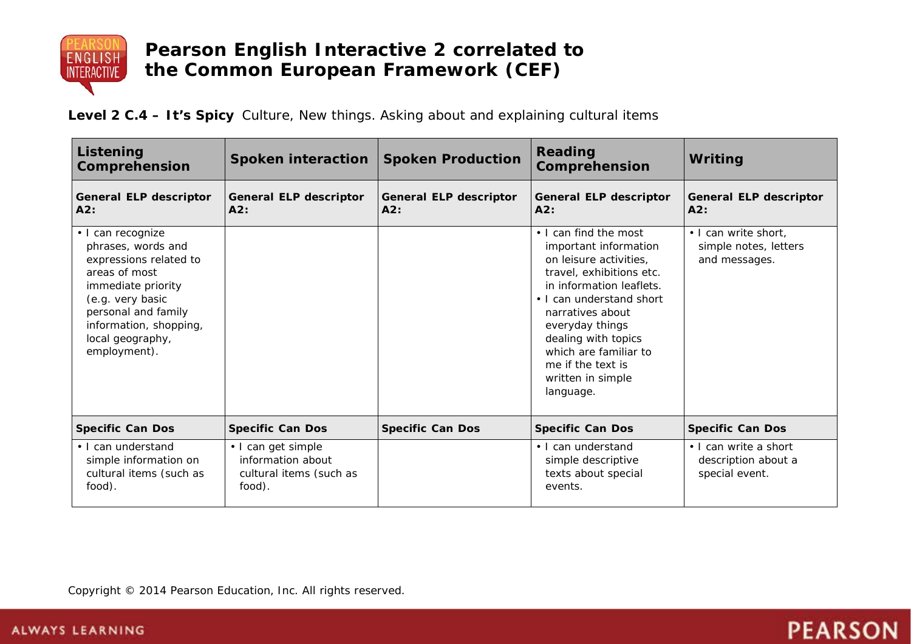# Pearson English Interactive 2 correlated to the Common European Framework (CEF)

**Level 2 C.4 – It's Spicy** Culture, New things. Asking about and explaining cultural items

| Listening Comprehension | Spoken interaction | Spoken Production | Reading Comprehension | Writing |
|---|---|---|---|---|
| **General ELP descriptor A2:** | **General ELP descriptor A2:** | **General ELP descriptor A2:** | **General ELP descriptor A2:** | **General ELP descriptor A2:** |
| • I can recognize phrases, words and expressions related to areas of most immediate priority (e.g. very basic personal and family information, shopping, local geography, employment). | | | • I can find the most important information on leisure activities, travel, exhibitions etc. in information leaflets.<br>• I can understand short narratives about everyday things dealing with topics which are familiar to me if the text is written in simple language. | • I can write short, simple notes, letters and messages. |
| **Specific Can Dos** | **Specific Can Dos** | **Specific Can Dos** | **Specific Can Dos** | **Specific Can Dos** |
| • I can understand simple information on cultural items (such as food). | • I can get simple information about cultural items (such as food). | | • I can understand simple descriptive texts about special events. | • I can write a short description about a special event. |

Copyright © 2014 Pearson Education, Inc. All rights reserved.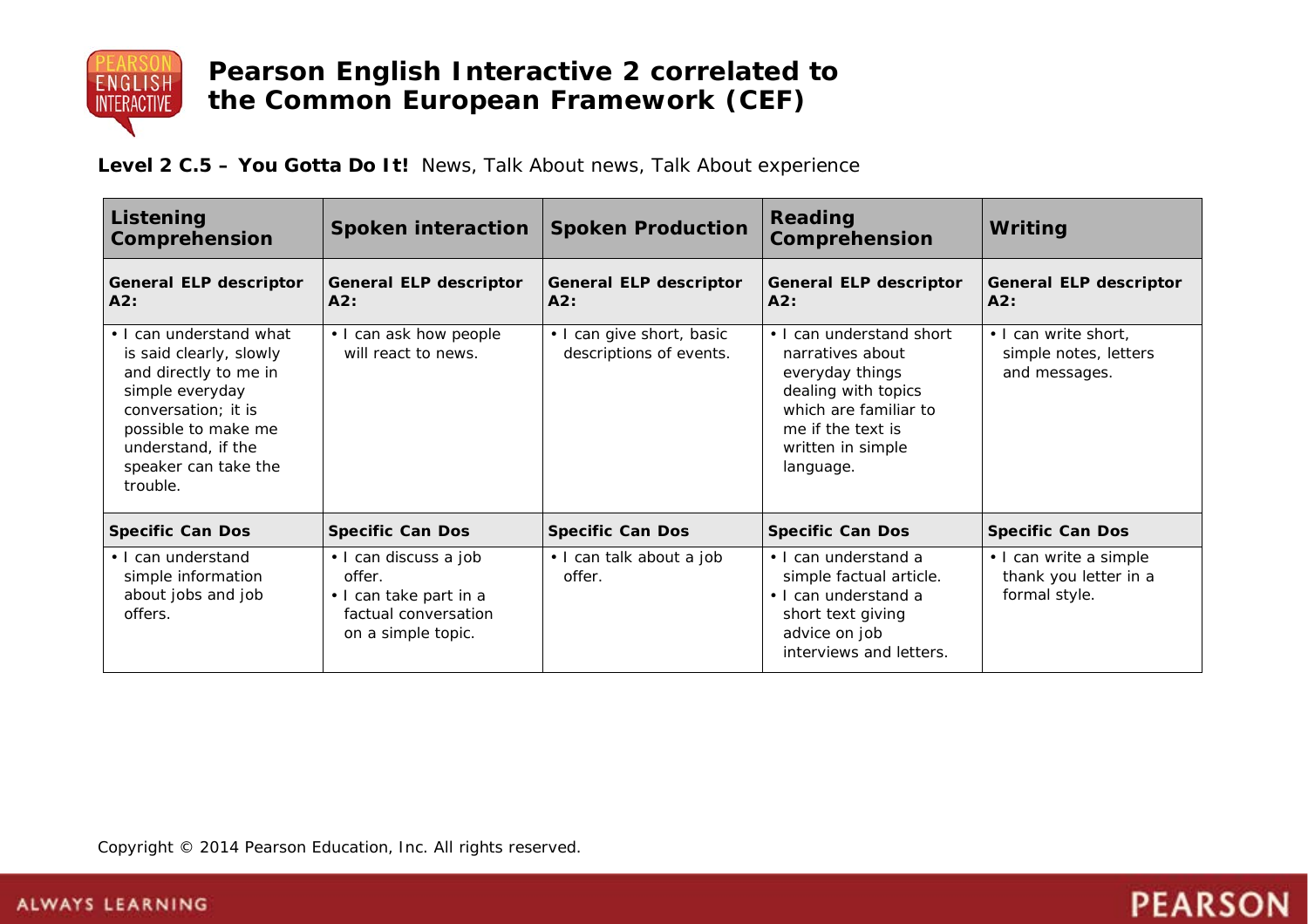# Pearson English Interactive 2 correlated to the Common European Framework (CEF)

**Level 2 C.5 – You Gotta Do It!** News, Talk About news, Talk About experience

| Listening Comprehension | Spoken interaction | Spoken Production | Reading Comprehension | Writing |
|---|---|---|---|---|
| **General ELP descriptor A2:** | **General ELP descriptor A2:** | **General ELP descriptor A2:** | **General ELP descriptor A2:** | **General ELP descriptor A2:** |
| • I can understand what is said clearly, slowly and directly to me in simple everyday conversation; it is possible to make me understand, if the speaker can take the trouble. | • I can ask how people will react to news. | • I can give short, basic descriptions of events. | • I can understand short narratives about everyday things dealing with topics which are familiar to me if the text is written in simple language. | • I can write short, simple notes, letters and messages. |
| **Specific Can Dos** | **Specific Can Dos** | **Specific Can Dos** | **Specific Can Dos** | **Specific Can Dos** |
| • I can understand simple information about jobs and job offers. | • I can discuss a job offer. • I can take part in a factual conversation on a simple topic. | • I can talk about a job offer. | • I can understand a simple factual article. • I can understand a short text giving advice on job interviews and letters. | • I can write a simple thank you letter in a formal style. |

Copyright © 2014 Pearson Education, Inc. All rights reserved.